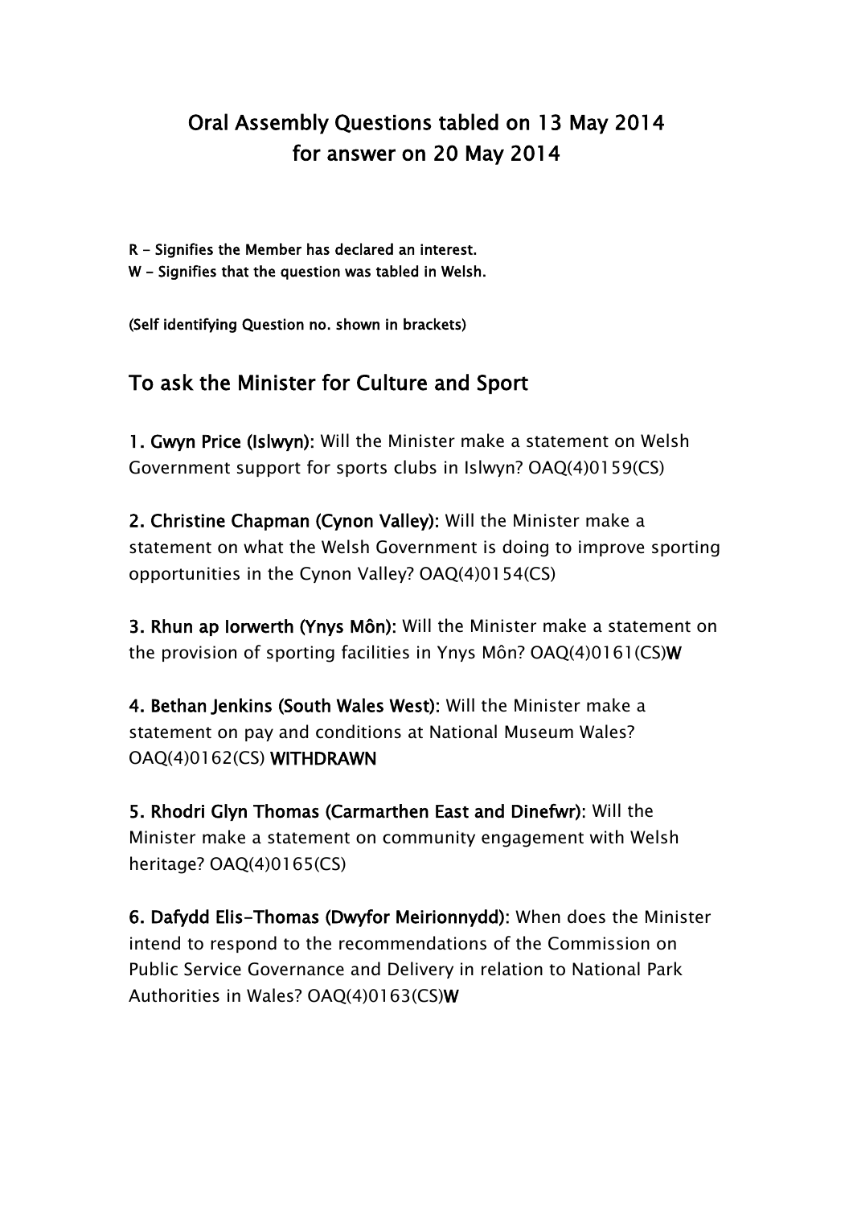# Oral Assembly Questions tabled on 13 May 2014 for answer on 20 May 2014

**R - Signifies the Member has declared an interest.**
**W - Signifies that the question was tabled in Welsh.**

**(Self identifying Question no. shown in brackets)**

## To ask the Minister for Culture and Sport

**1. Gwyn Price (Islwyn):** Will the Minister make a statement on Welsh Government support for sports clubs in Islwyn? OAQ(4)0159(CS)

**2. Christine Chapman (Cynon Valley):** Will the Minister make a statement on what the Welsh Government is doing to improve sporting opportunities in the Cynon Valley? OAQ(4)0154(CS)

**3. Rhun ap Iorwerth (Ynys Môn):** Will the Minister make a statement on the provision of sporting facilities in Ynys Môn? OAQ(4)0161(CS)**W**

**4. Bethan Jenkins (South Wales West):** Will the Minister make a statement on pay and conditions at National Museum Wales? OAQ(4)0162(CS) **WITHDRAWN**

**5. Rhodri Glyn Thomas (Carmarthen East and Dinefwr):** Will the Minister make a statement on community engagement with Welsh heritage? OAQ(4)0165(CS)

**6. Dafydd Elis-Thomas (Dwyfor Meirionnydd):** When does the Minister intend to respond to the recommendations of the Commission on Public Service Governance and Delivery in relation to National Park Authorities in Wales? OAQ(4)0163(CS)**W**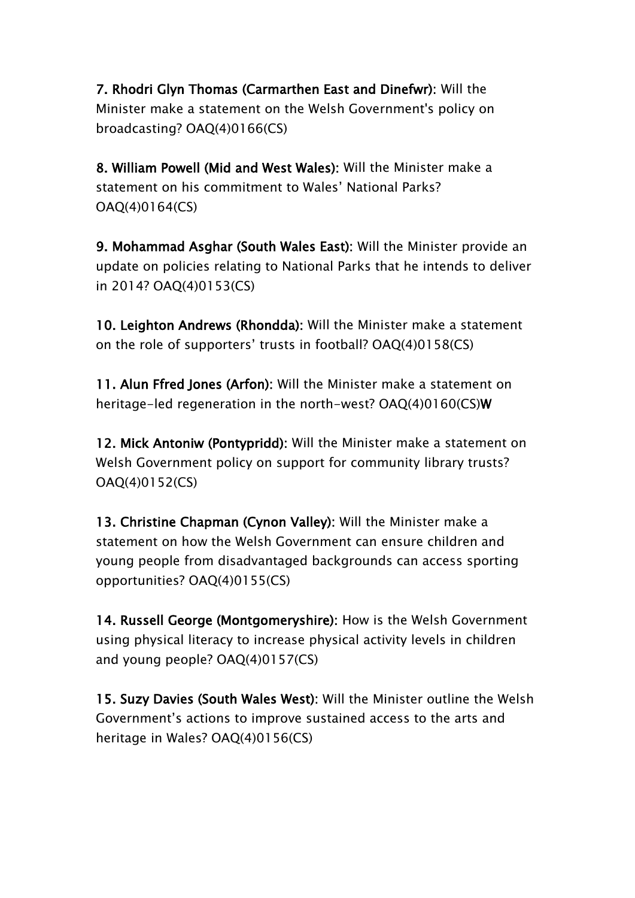**7. Rhodri Glyn Thomas (Carmarthen East and Dinefwr):** Will the Minister make a statement on the Welsh Government's policy on broadcasting? OAQ(4)0166(CS)

**8. William Powell (Mid and West Wales):** Will the Minister make a statement on his commitment to Wales' National Parks? OAQ(4)0164(CS)

**9. Mohammad Asghar (South Wales East):** Will the Minister provide an update on policies relating to National Parks that he intends to deliver in 2014? OAQ(4)0153(CS)

**10. Leighton Andrews (Rhondda):** Will the Minister make a statement on the role of supporters' trusts in football? OAQ(4)0158(CS)

**11. Alun Ffred Jones (Arfon):** Will the Minister make a statement on heritage-led regeneration in the north-west? OAQ(4)0160(CS)**W**

**12. Mick Antoniw (Pontypridd):** Will the Minister make a statement on Welsh Government policy on support for community library trusts? OAQ(4)0152(CS)

**13. Christine Chapman (Cynon Valley):** Will the Minister make a statement on how the Welsh Government can ensure children and young people from disadvantaged backgrounds can access sporting opportunities? OAQ(4)0155(CS)

**14. Russell George (Montgomeryshire):** How is the Welsh Government using physical literacy to increase physical activity levels in children and young people? OAQ(4)0157(CS)

**15. Suzy Davies (South Wales West):** Will the Minister outline the Welsh Government's actions to improve sustained access to the arts and heritage in Wales? OAQ(4)0156(CS)